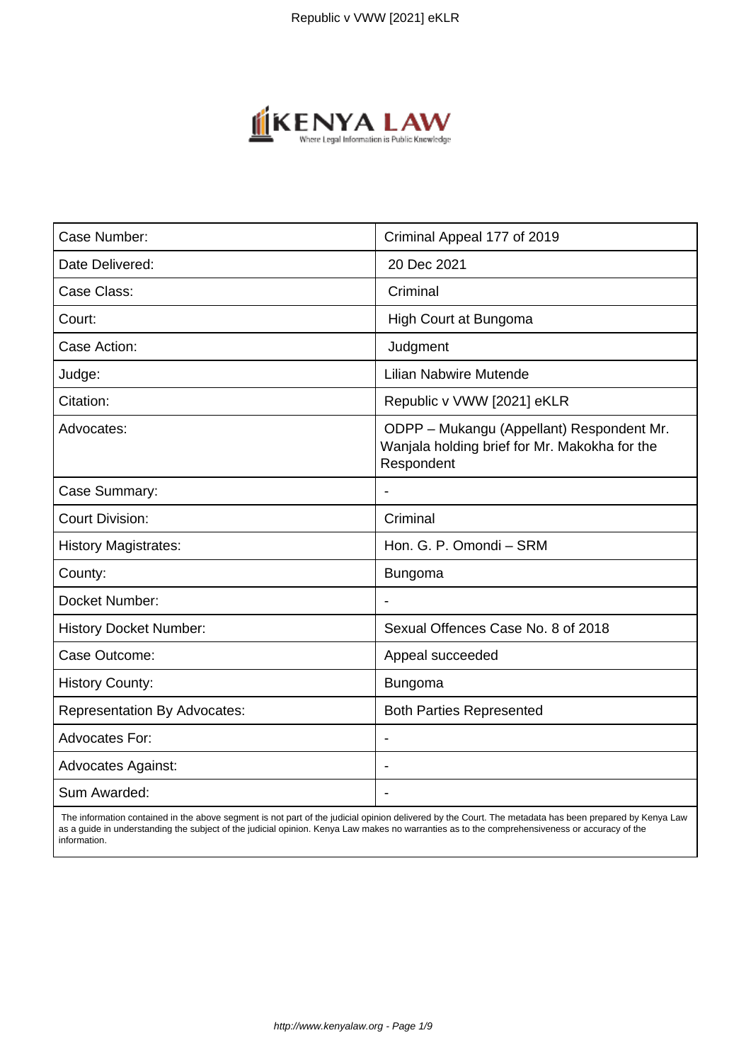| Case Number: | Criminal Appeal 177 of 2019 |
|---|---|
| Date Delivered: | 20 Dec 2021 |
| Case Class: | Criminal |
| Court: | High Court at Bungoma |
| Case Action: | Judgment |
| Judge: | Lilian Nabwire Mutende |
| Citation: | Republic v VWW [2021] eKLR |
| Advocates: | ODPP – Mukangu (Appellant) Respondent Mr. Wanjala holding brief for Mr. Makokha for the Respondent |
| Case Summary: | - |
| Court Division: | Criminal |
| History Magistrates: | Hon. G. P. Omondi – SRM |
| County: | Bungoma |
| Docket Number: | - |
| History Docket Number: | Sexual Offences Case No. 8 of 2018 |
| Case Outcome: | Appeal succeeded |
| History County: | Bungoma |
| Representation By Advocates: | Both Parties Represented |
| Advocates For: | - |
| Advocates Against: | - |
| Sum Awarded: | - |

The information contained in the above segment is not part of the judicial opinion delivered by the Court. The metadata has been prepared by Kenya Law as a guide in understanding the subject of the judicial opinion. Kenya Law makes no warranties as to the comprehensiveness or accuracy of the information.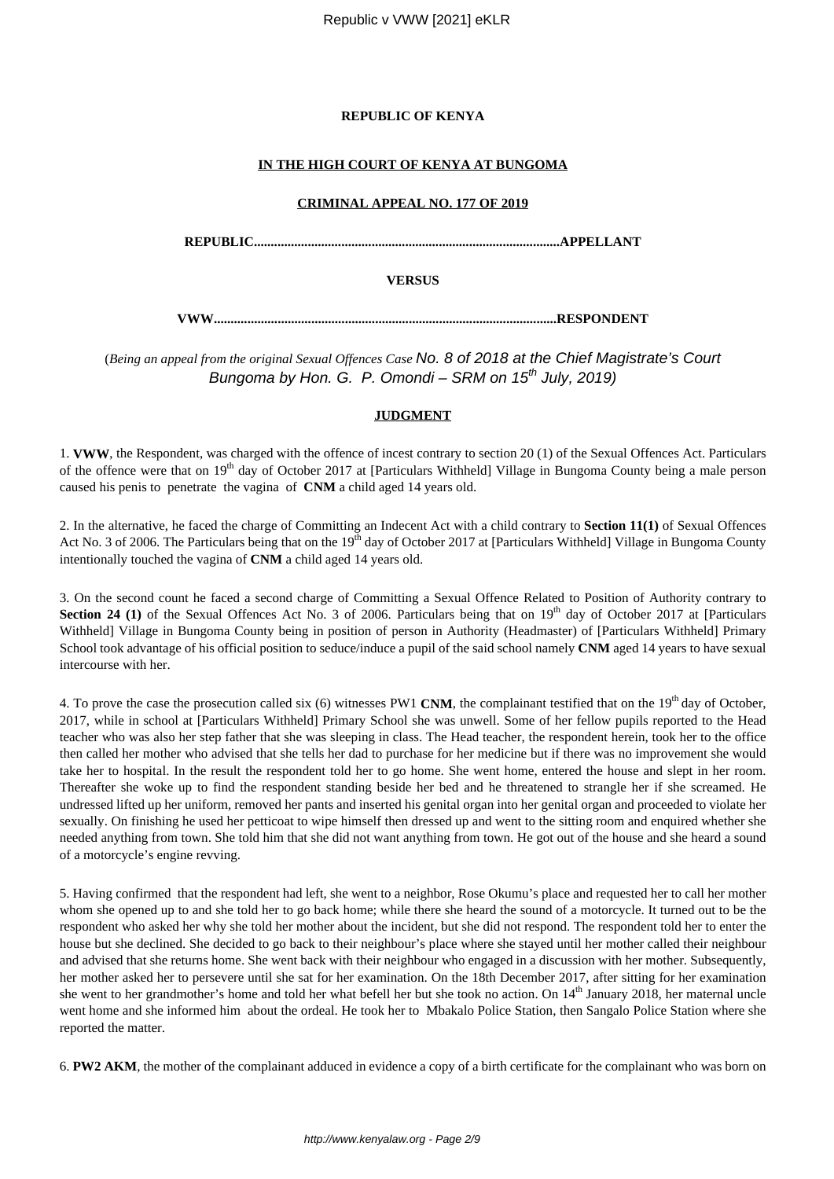**REPUBLIC OF KENYA**

**IN THE HIGH COURT OF KENYA AT BUNGOMA**

**CRIMINAL APPEAL NO. 177 OF 2019**

**REPUBLIC...........................................................................................APPELLANT**

**VERSUS**

**VWW....................................................................................................RESPONDENT**

(*Being an appeal from the original Sexual Offences Case* No. 8 of 2018 at the Chief Magistrate's Court Bungoma by Hon. G. P. Omondi – SRM on 15th July, 2019)

**JUDGMENT**

1. **VWW**, the Respondent, was charged with the offence of incest contrary to section 20 (1) of the Sexual Offences Act. Particulars of the offence were that on 19th day of October 2017 at [Particulars Withheld] Village in Bungoma County being a male person caused his penis to penetrate the vagina of **CNM** a child aged 14 years old.

2. In the alternative, he faced the charge of Committing an Indecent Act with a child contrary to **Section 11(1)** of Sexual Offences Act No. 3 of 2006. The Particulars being that on the 19th day of October 2017 at [Particulars Withheld] Village in Bungoma County intentionally touched the vagina of **CNM** a child aged 14 years old.

3. On the second count he faced a second charge of Committing a Sexual Offence Related to Position of Authority contrary to **Section 24 (1)** of the Sexual Offences Act No. 3 of 2006. Particulars being that on 19th day of October 2017 at [Particulars Withheld] Village in Bungoma County being in position of person in Authority (Headmaster) of [Particulars Withheld] Primary School took advantage of his official position to seduce/induce a pupil of the said school namely **CNM** aged 14 years to have sexual intercourse with her.

4. To prove the case the prosecution called six (6) witnesses PW1 **CNM**, the complainant testified that on the 19th day of October, 2017, while in school at [Particulars Withheld] Primary School she was unwell. Some of her fellow pupils reported to the Head teacher who was also her step father that she was sleeping in class. The Head teacher, the respondent herein, took her to the office then called her mother who advised that she tells her dad to purchase for her medicine but if there was no improvement she would take her to hospital. In the result the respondent told her to go home. She went home, entered the house and slept in her room. Thereafter she woke up to find the respondent standing beside her bed and he threatened to strangle her if she screamed. He undressed lifted up her uniform, removed her pants and inserted his genital organ into her genital organ and proceeded to violate her sexually. On finishing he used her petticoat to wipe himself then dressed up and went to the sitting room and enquired whether she needed anything from town. She told him that she did not want anything from town. He got out of the house and she heard a sound of a motorcycle's engine revving.

5. Having confirmed that the respondent had left, she went to a neighbor, Rose Okumu's place and requested her to call her mother whom she opened up to and she told her to go back home; while there she heard the sound of a motorcycle. It turned out to be the respondent who asked her why she told her mother about the incident, but she did not respond. The respondent told her to enter the house but she declined. She decided to go back to their neighbour's place where she stayed until her mother called their neighbour and advised that she returns home. She went back with their neighbour who engaged in a discussion with her mother. Subsequently, her mother asked her to persevere until she sat for her examination. On the 18th December 2017, after sitting for her examination she went to her grandmother's home and told her what befell her but she took no action. On 14th January 2018, her maternal uncle went home and she informed him about the ordeal. He took her to Mbakalo Police Station, then Sangalo Police Station where she reported the matter.

6. **PW2 AKM**, the mother of the complainant adduced in evidence a copy of a birth certificate for the complainant who was born on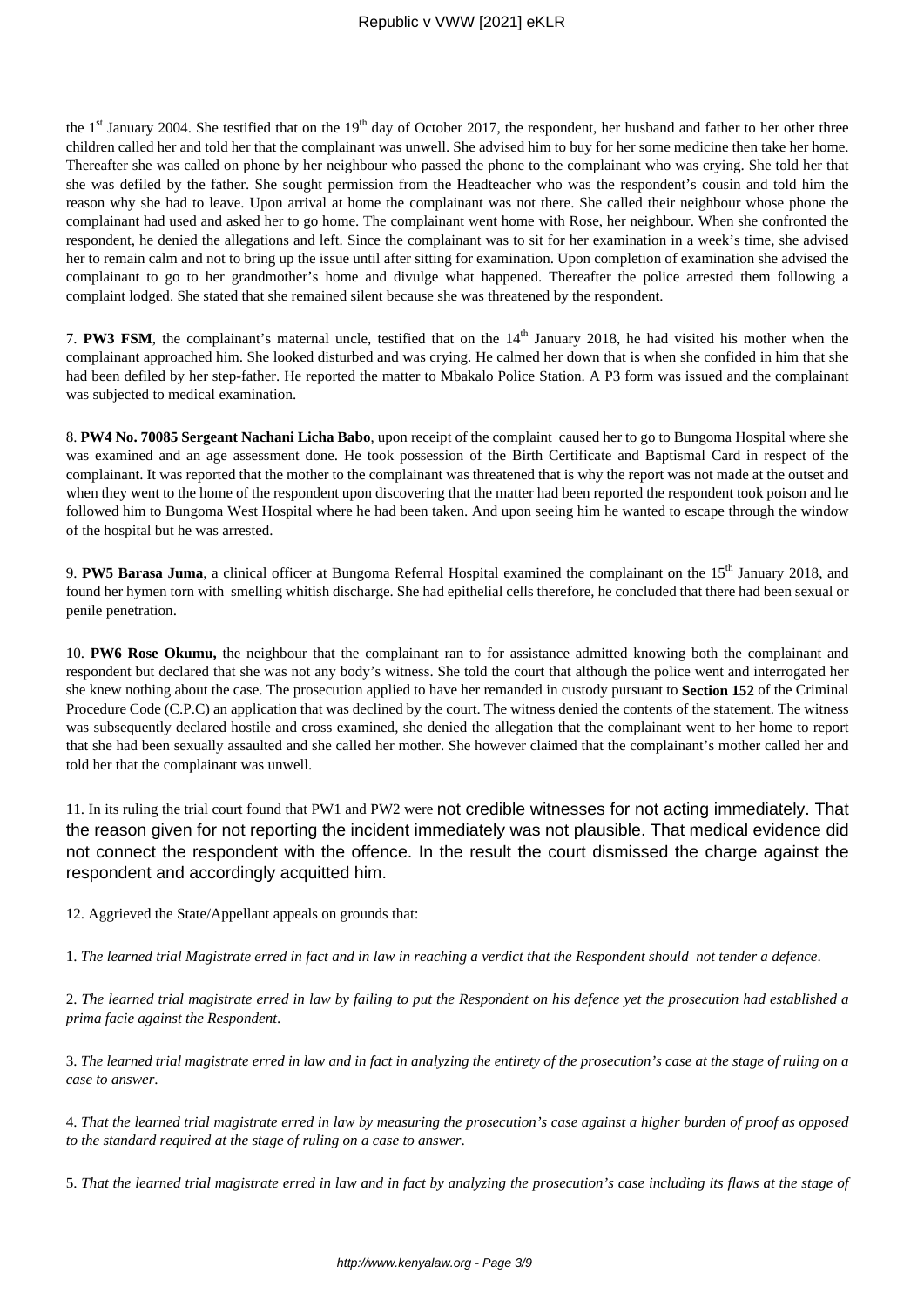the 1st January 2004. She testified that on the 19th day of October 2017, the respondent, her husband and father to her other three children called her and told her that the complainant was unwell. She advised him to buy for her some medicine then take her home. Thereafter she was called on phone by her neighbour who passed the phone to the complainant who was crying. She told her that she was defiled by the father. She sought permission from the Headteacher who was the respondent's cousin and told him the reason why she had to leave. Upon arrival at home the complainant was not there. She called their neighbour whose phone the complainant had used and asked her to go home. The complainant went home with Rose, her neighbour. When she confronted the respondent, he denied the allegations and left. Since the complainant was to sit for her examination in a week's time, she advised her to remain calm and not to bring up the issue until after sitting for examination. Upon completion of examination she advised the complainant to go to her grandmother's home and divulge what happened. Thereafter the police arrested them following a complaint lodged. She stated that she remained silent because she was threatened by the respondent.

7. **PW3 FSM**, the complainant's maternal uncle, testified that on the 14th January 2018, he had visited his mother when the complainant approached him. She looked disturbed and was crying. He calmed her down that is when she confided in him that she had been defiled by her step-father. He reported the matter to Mbakalo Police Station. A P3 form was issued and the complainant was subjected to medical examination.

8. **PW4 No. 70085 Sergeant Nachani Licha Babo**, upon receipt of the complaint caused her to go to Bungoma Hospital where she was examined and an age assessment done. He took possession of the Birth Certificate and Baptismal Card in respect of the complainant. It was reported that the mother to the complainant was threatened that is why the report was not made at the outset and when they went to the home of the respondent upon discovering that the matter had been reported the respondent took poison and he followed him to Bungoma West Hospital where he had been taken. And upon seeing him he wanted to escape through the window of the hospital but he was arrested.

9. **PW5 Barasa Juma**, a clinical officer at Bungoma Referral Hospital examined the complainant on the 15th January 2018, and found her hymen torn with smelling whitish discharge. She had epithelial cells therefore, he concluded that there had been sexual or penile penetration.

10. **PW6 Rose Okumu,** the neighbour that the complainant ran to for assistance admitted knowing both the complainant and respondent but declared that she was not any body's witness. She told the court that although the police went and interrogated her she knew nothing about the case. The prosecution applied to have her remanded in custody pursuant to **Section 152** of the Criminal Procedure Code (C.P.C) an application that was declined by the court. The witness denied the contents of the statement. The witness was subsequently declared hostile and cross examined, she denied the allegation that the complainant went to her home to report that she had been sexually assaulted and she called her mother. She however claimed that the complainant's mother called her and told her that the complainant was unwell.

11. In its ruling the trial court found that PW1 and PW2 were not credible witnesses for not acting immediately. That the reason given for not reporting the incident immediately was not plausible. That medical evidence did not connect the respondent with the offence. In the result the court dismissed the charge against the respondent and accordingly acquitted him.

12. Aggrieved the State/Appellant appeals on grounds that:

1. *The learned trial Magistrate erred in fact and in law in reaching a verdict that the Respondent should not tender a defence.*

2. *The learned trial magistrate erred in law by failing to put the Respondent on his defence yet the prosecution had established a prima facie against the Respondent.*

3. *The learned trial magistrate erred in law and in fact in analyzing the entirety of the prosecution's case at the stage of ruling on a case to answer.*

4. *That the learned trial magistrate erred in law by measuring the prosecution's case against a higher burden of proof as opposed to the standard required at the stage of ruling on a case to answer.*

5. *That the learned trial magistrate erred in law and in fact by analyzing the prosecution's case including its flaws at the stage of*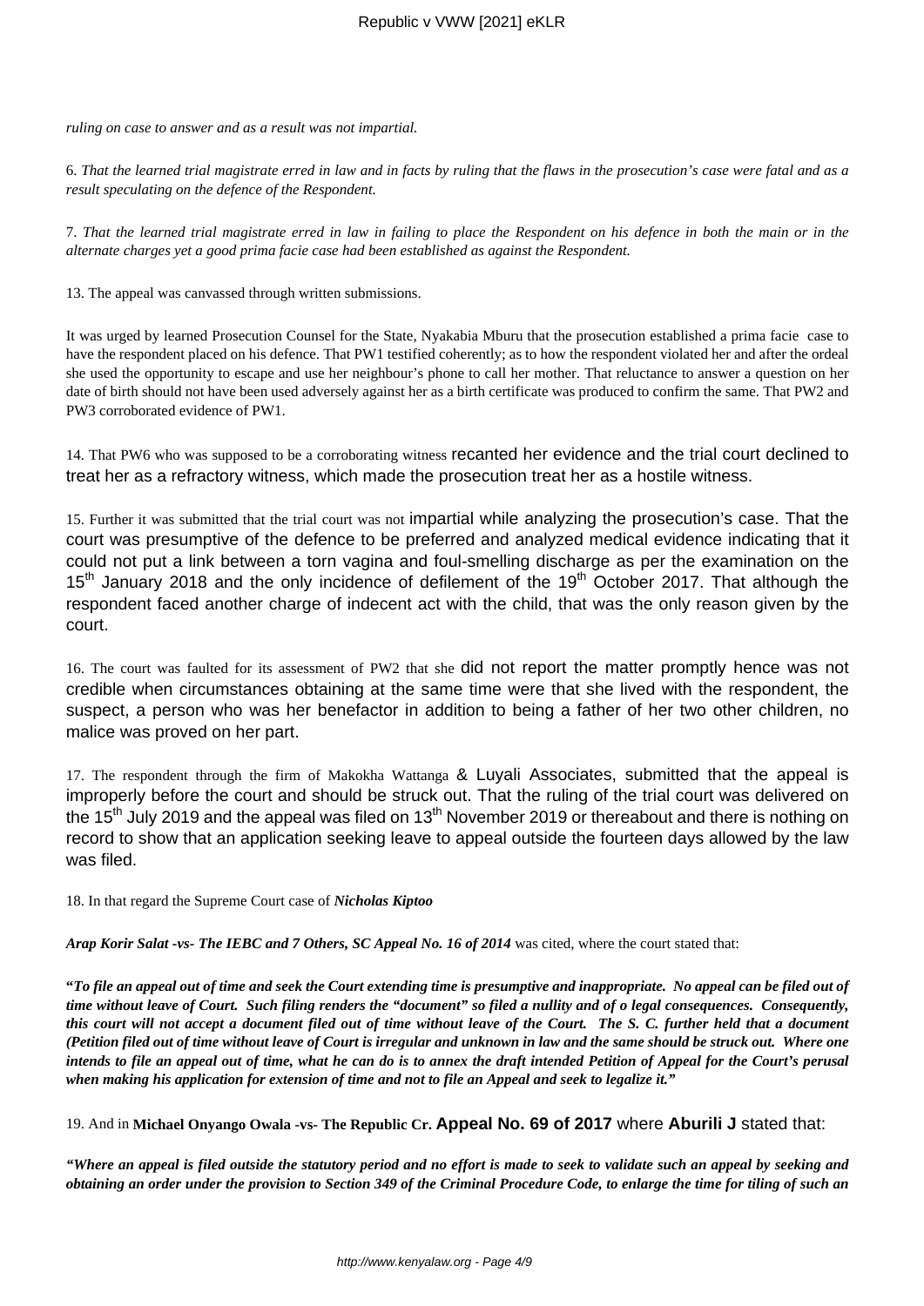*ruling on case to answer and as a result was not impartial.*

6. *That the learned trial magistrate erred in law and in facts by ruling that the flaws in the prosecution's case were fatal and as a result speculating on the defence of the Respondent.*

7. *That the learned trial magistrate erred in law in failing to place the Respondent on his defence in both the main or in the alternate charges yet a good prima facie case had been established as against the Respondent.*

13. The appeal was canvassed through written submissions.

It was urged by learned Prosecution Counsel for the State, Nyakabia Mburu that the prosecution established a prima facie case to have the respondent placed on his defence. That PW1 testified coherently; as to how the respondent violated her and after the ordeal she used the opportunity to escape and use her neighbour's phone to call her mother. That reluctance to answer a question on her date of birth should not have been used adversely against her as a birth certificate was produced to confirm the same. That PW2 and PW3 corroborated evidence of PW1.

14. That PW6 who was supposed to be a corroborating witness recanted her evidence and the trial court declined to treat her as a refractory witness, which made the prosecution treat her as a hostile witness.

15. Further it was submitted that the trial court was not impartial while analyzing the prosecution's case. That the court was presumptive of the defence to be preferred and analyzed medical evidence indicating that it could not put a link between a torn vagina and foul-smelling discharge as per the examination on the 15th January 2018 and the only incidence of defilement of the 19th October 2017. That although the respondent faced another charge of indecent act with the child, that was the only reason given by the court.

16. The court was faulted for its assessment of PW2 that she did not report the matter promptly hence was not credible when circumstances obtaining at the same time were that she lived with the respondent, the suspect, a person who was her benefactor in addition to being a father of her two other children, no malice was proved on her part.

17. The respondent through the firm of Makokha Wattanga & Luyali Associates, submitted that the appeal is improperly before the court and should be struck out. That the ruling of the trial court was delivered on the 15th July 2019 and the appeal was filed on 13th November 2019 or thereabout and there is nothing on record to show that an application seeking leave to appeal outside the fourteen days allowed by the law was filed.

18. In that regard the Supreme Court case of ***Nicholas Kiptoo***

***Arap Korir Salat -vs- The IEBC and 7 Others, SC Appeal No. 16 of 2014*** was cited, where the court stated that:

**"*To file an appeal out of time and seek the Court extending time is presumptive and inappropriate. No appeal can be filed out of time without leave of Court. Such filing renders the "document" so filed a nullity and of o legal consequences. Consequently, this court will not accept a document filed out of time without leave of the Court. The S. C. further held that a document (Petition filed out of time without leave of Court is irregular and unknown in law and the same should be struck out. Where one intends to file an appeal out of time, what he can do is to annex the draft intended Petition of Appeal for the Court's perusal when making his application for extension of time and not to file an Appeal and seek to legalize it.*"**

19. And in **Michael Onyango Owala -vs- The Republic Cr. Appeal No. 69 of 2017** where **Aburili J** stated that:

***"Where an appeal is filed outside the statutory period and no effort is made to seek to validate such an appeal by seeking and obtaining an order under the provision to Section 349 of the Criminal Procedure Code, to enlarge the time for tiling of such an***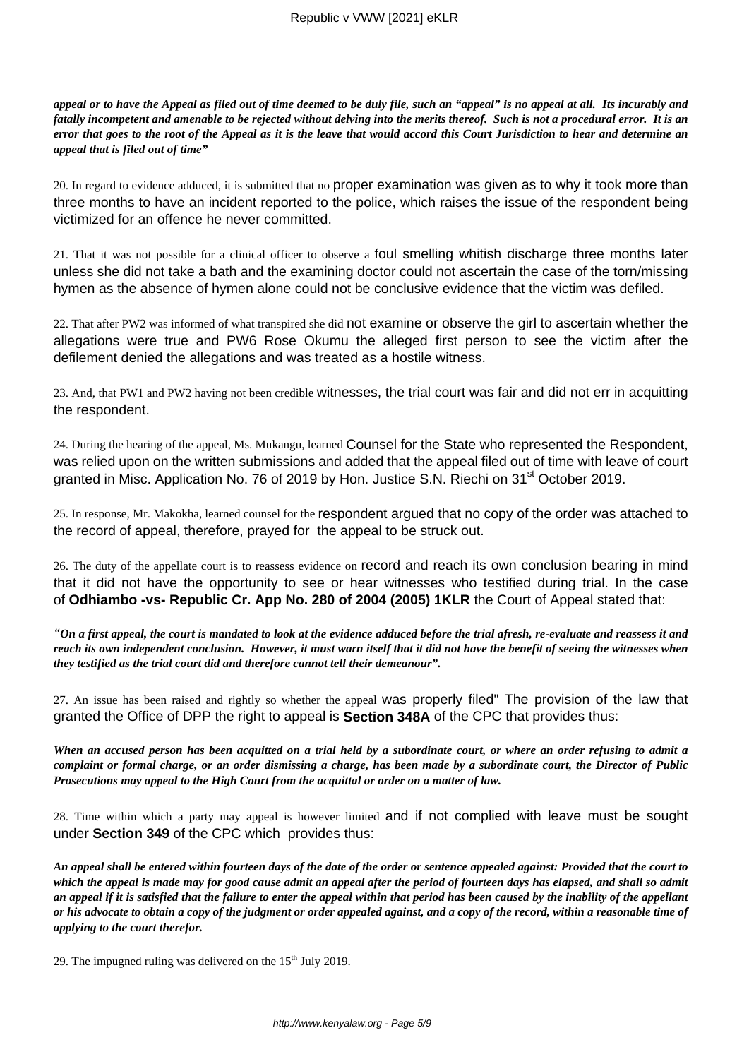***appeal or to have the Appeal as filed out of time deemed to be duly file, such an "appeal" is no appeal at all. Its incurably and fatally incompetent and amenable to be rejected without delving into the merits thereof. Such is not a procedural error. It is an error that goes to the root of the Appeal as it is the leave that would accord this Court Jurisdiction to hear and determine an appeal that is filed out of time"***

20. In regard to evidence adduced, it is submitted that no proper examination was given as to why it took more than three months to have an incident reported to the police, which raises the issue of the respondent being victimized for an offence he never committed.

21. That it was not possible for a clinical officer to observe a foul smelling whitish discharge three months later unless she did not take a bath and the examining doctor could not ascertain the case of the torn/missing hymen as the absence of hymen alone could not be conclusive evidence that the victim was defiled.

22. That after PW2 was informed of what transpired she did not examine or observe the girl to ascertain whether the allegations were true and PW6 Rose Okumu the alleged first person to see the victim after the defilement denied the allegations and was treated as a hostile witness.

23. And, that PW1 and PW2 having not been credible witnesses, the trial court was fair and did not err in acquitting the respondent.

24. During the hearing of the appeal, Ms. Mukangu, learned Counsel for the State who represented the Respondent, was relied upon on the written submissions and added that the appeal filed out of time with leave of court granted in Misc. Application No. 76 of 2019 by Hon. Justice S.N. Riechi on 31st October 2019.

25. In response, Mr. Makokha, learned counsel for the respondent argued that no copy of the order was attached to the record of appeal, therefore, prayed for the appeal to be struck out.

26. The duty of the appellate court is to reassess evidence on record and reach its own conclusion bearing in mind that it did not have the opportunity to see or hear witnesses who testified during trial. In the case of **Odhiambo -vs- Republic Cr. App No. 280 of 2004 (2005) 1KLR** the Court of Appeal stated that:

*"**On a first appeal, the court is mandated to look at the evidence adduced before the trial afresh, re-evaluate and reassess it and reach its own independent conclusion. However, it must warn itself that it did not have the benefit of seeing the witnesses when they testified as the trial court did and therefore cannot tell their demeanour".***

27. An issue has been raised and rightly so whether the appeal was properly filed" The provision of the law that granted the Office of DPP the right to appeal is **Section 348A** of the CPC that provides thus:

***When an accused person has been acquitted on a trial held by a subordinate court, or where an order refusing to admit a complaint or formal charge, or an order dismissing a charge, has been made by a subordinate court, the Director of Public Prosecutions may appeal to the High Court from the acquittal or order on a matter of law.***

28. Time within which a party may appeal is however limited and if not complied with leave must be sought under **Section 349** of the CPC which provides thus:

***An appeal shall be entered within fourteen days of the date of the order or sentence appealed against: Provided that the court to which the appeal is made may for good cause admit an appeal after the period of fourteen days has elapsed, and shall so admit an appeal if it is satisfied that the failure to enter the appeal within that period has been caused by the inability of the appellant or his advocate to obtain a copy of the judgment or order appealed against, and a copy of the record, within a reasonable time of applying to the court therefor.***

29. The impugned ruling was delivered on the 15th July 2019.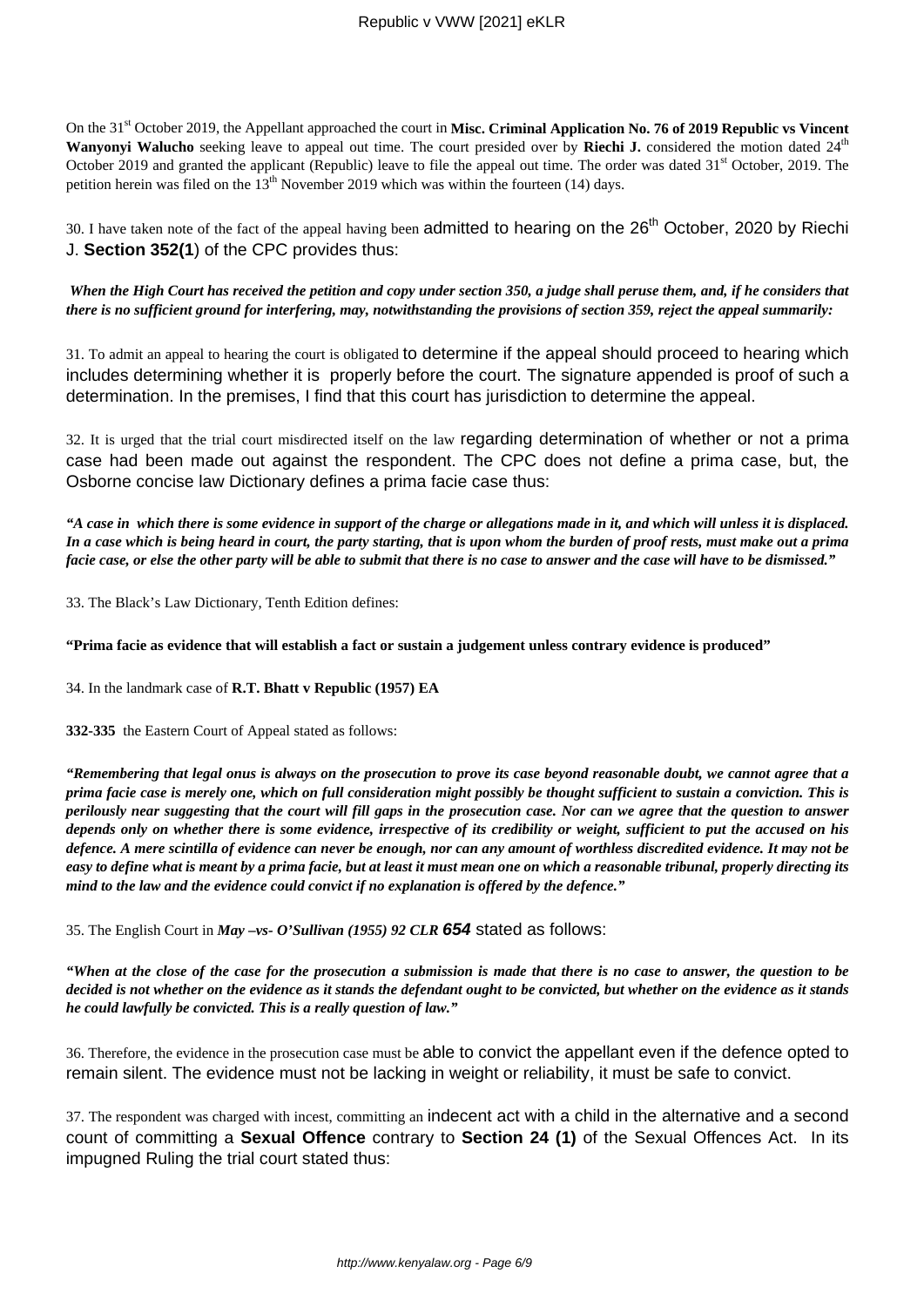On the 31st October 2019, the Appellant approached the court in **Misc. Criminal Application No. 76 of 2019 Republic vs Vincent Wanyonyi Walucho** seeking leave to appeal out time. The court presided over by **Riechi J.** considered the motion dated 24th October 2019 and granted the applicant (Republic) leave to file the appeal out time. The order was dated 31st October, 2019. The petition herein was filed on the 13th November 2019 which was within the fourteen (14) days.

30. I have taken note of the fact of the appeal having been admitted to hearing on the 26th October, 2020 by Riechi J. **Section 352(1**) of the CPC provides thus:

***When the High Court has received the petition and copy under section 350, a judge shall peruse them, and, if he considers that there is no sufficient ground for interfering, may, notwithstanding the provisions of section 359, reject the appeal summarily:***

31. To admit an appeal to hearing the court is obligated to determine if the appeal should proceed to hearing which includes determining whether it is properly before the court. The signature appended is proof of such a determination. In the premises, I find that this court has jurisdiction to determine the appeal.

32. It is urged that the trial court misdirected itself on the law regarding determination of whether or not a prima case had been made out against the respondent. The CPC does not define a prima case, but, the Osborne concise law Dictionary defines a prima facie case thus:

***"A case in which there is some evidence in support of the charge or allegations made in it, and which will unless it is displaced. In a case which is being heard in court, the party starting, that is upon whom the burden of proof rests, must make out a prima facie case, or else the other party will be able to submit that there is no case to answer and the case will have to be dismissed."***

33. The Black's Law Dictionary, Tenth Edition defines:

**"Prima facie as evidence that will establish a fact or sustain a judgement unless contrary evidence is produced"**

34. In the landmark case of **R.T. Bhatt v Republic (1957) EA**

**332-335** the Eastern Court of Appeal stated as follows:

***"Remembering that legal onus is always on the prosecution to prove its case beyond reasonable doubt, we cannot agree that a prima facie case is merely one, which on full consideration might possibly be thought sufficient to sustain a conviction. This is perilously near suggesting that the court will fill gaps in the prosecution case. Nor can we agree that the question to answer depends only on whether there is some evidence, irrespective of its credibility or weight, sufficient to put the accused on his defence. A mere scintilla of evidence can never be enough, nor can any amount of worthless discredited evidence. It may not be easy to define what is meant by a prima facie, but at least it must mean one on which a reasonable tribunal, properly directing its mind to the law and the evidence could convict if no explanation is offered by the defence."***

35. The English Court in ***May –vs- O'Sullivan (1955) 92 CLR 654*** stated as follows:

***"When at the close of the case for the prosecution a submission is made that there is no case to answer, the question to be decided is not whether on the evidence as it stands the defendant ought to be convicted, but whether on the evidence as it stands he could lawfully be convicted. This is a really question of law."***

36. Therefore, the evidence in the prosecution case must be able to convict the appellant even if the defence opted to remain silent. The evidence must not be lacking in weight or reliability, it must be safe to convict.

37. The respondent was charged with incest, committing an indecent act with a child in the alternative and a second count of committing a **Sexual Offence** contrary to **Section 24 (1)** of the Sexual Offences Act. In its impugned Ruling the trial court stated thus: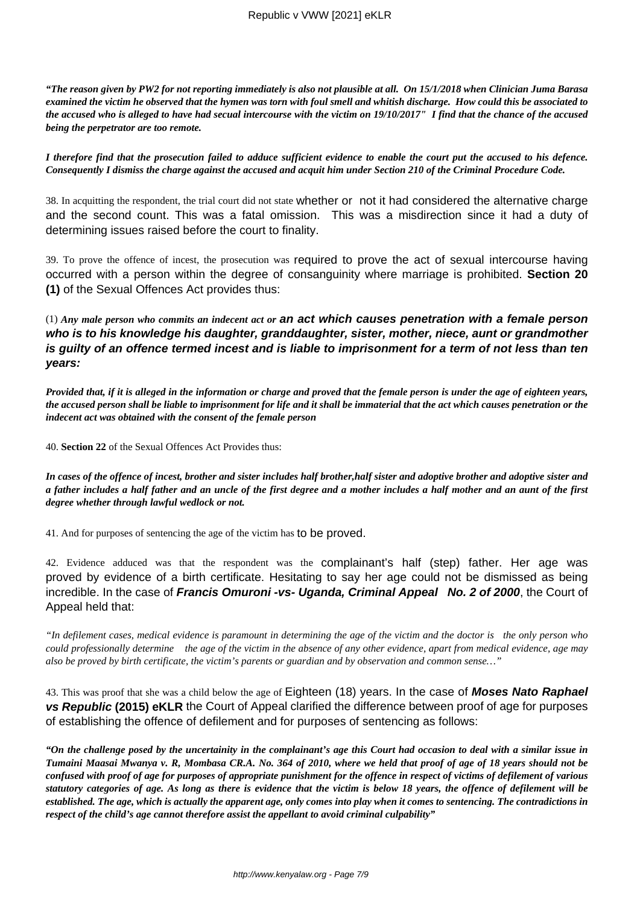***"The reason given by PW2 for not reporting immediately is also not plausible at all. On 15/1/2018 when Clinician Juma Barasa examined the victim he observed that the hymen was torn with foul smell and whitish discharge. How could this be associated to the accused who is alleged to have had secual intercourse with the victim on 19/10/2017" I find that the chance of the accused being the perpetrator are too remote.***

***I therefore find that the prosecution failed to adduce sufficient evidence to enable the court put the accused to his defence. Consequently I dismiss the charge against the accused and acquit him under Section 210 of the Criminal Procedure Code.***

38. In acquitting the respondent, the trial court did not state whether or not it had considered the alternative charge and the second count. This was a fatal omission. This was a misdirection since it had a duty of determining issues raised before the court to finality.

39. To prove the offence of incest, the prosecution was required to prove the act of sexual intercourse having occurred with a person within the degree of consanguinity where marriage is prohibited. **Section 20 (1)** of the Sexual Offences Act provides thus:

(1) ***Any male person who commits an indecent act or an act which causes penetration with a female person who is to his knowledge his daughter, granddaughter, sister, mother, niece, aunt or grandmother is guilty of an offence termed incest and is liable to imprisonment for a term of not less than ten years:***

***Provided that, if it is alleged in the information or charge and proved that the female person is under the age of eighteen years, the accused person shall be liable to imprisonment for life and it shall be immaterial that the act which causes penetration or the indecent act was obtained with the consent of the female person***

40. **Section 22** of the Sexual Offences Act Provides thus:

***In cases of the offence of incest, brother and sister includes half brother,half sister and adoptive brother and adoptive sister and a father includes a half father and an uncle of the first degree and a mother includes a half mother and an aunt of the first degree whether through lawful wedlock or not.***

41. And for purposes of sentencing the age of the victim has to be proved.

42. Evidence adduced was that the respondent was the complainant's half (step) father. Her age was proved by evidence of a birth certificate. Hesitating to say her age could not be dismissed as being incredible. In the case of ***Francis Omuroni -vs- Uganda, Criminal Appeal No. 2 of 2000***, the Court of Appeal held that:

*"In defilement cases, medical evidence is paramount in determining the age of the victim and the doctor is the only person who could professionally determine the age of the victim in the absence of any other evidence, apart from medical evidence, age may also be proved by birth certificate, the victim's parents or guardian and by observation and common sense…"*

43. This was proof that she was a child below the age of Eighteen (18) years. In the case of ***Moses Nato Raphael vs Republic* (2015) eKLR** the Court of Appeal clarified the difference between proof of age for purposes of establishing the offence of defilement and for purposes of sentencing as follows:

***"On the challenge posed by the uncertainity in the complainant's age this Court had occasion to deal with a similar issue in Tumaini Maasai Mwanya v. R, Mombasa CR.A. No. 364 of 2010, where we held that proof of age of 18 years should not be confused with proof of age for purposes of appropriate punishment for the offence in respect of victims of defilement of various statutory categories of age. As long as there is evidence that the victim is below 18 years, the offence of defilement will be established. The age, which is actually the apparent age, only comes into play when it comes to sentencing. The contradictions in respect of the child's age cannot therefore assist the appellant to avoid criminal culpability"***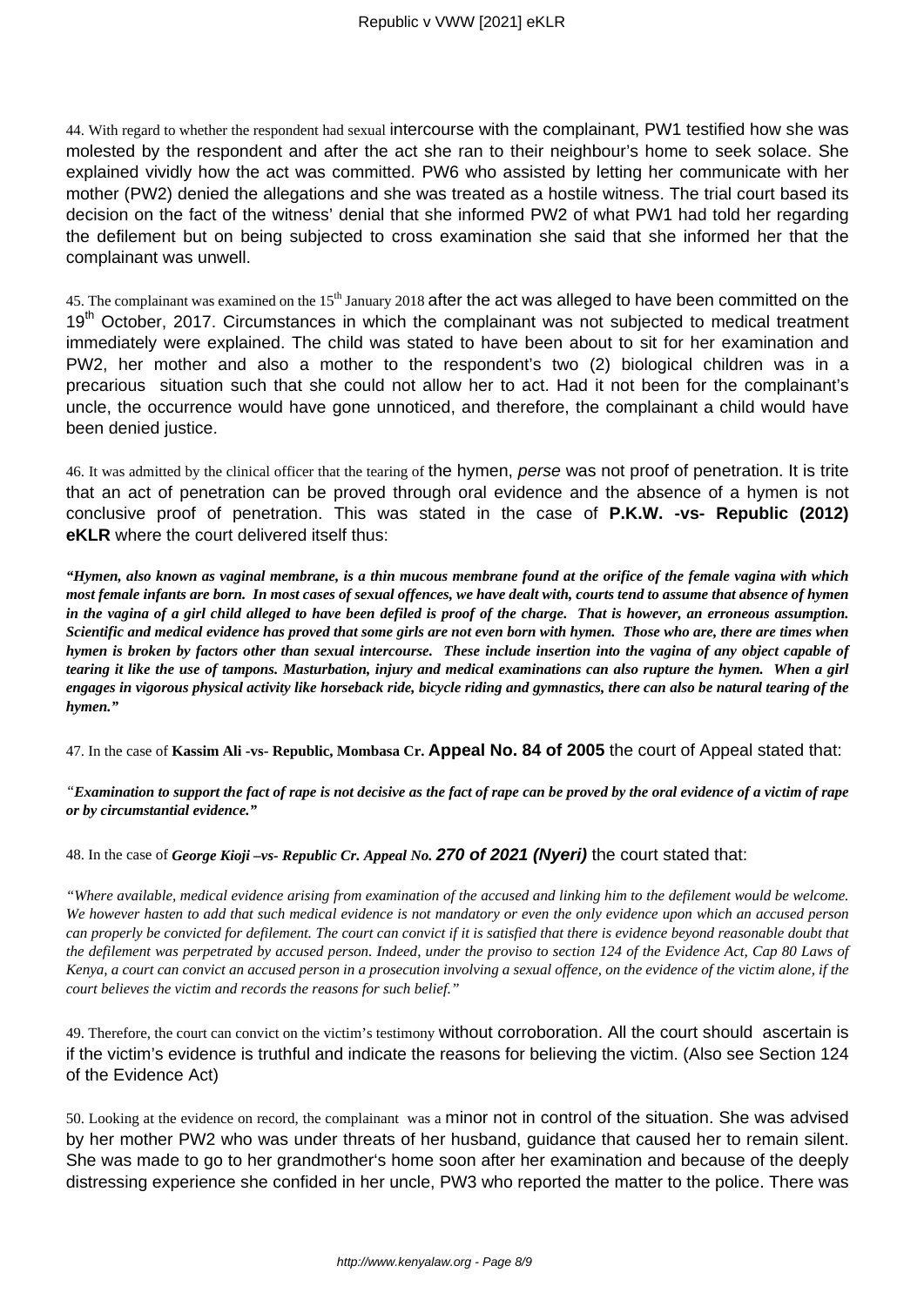44. With regard to whether the respondent had sexual intercourse with the complainant, PW1 testified how she was molested by the respondent and after the act she ran to their neighbour's home to seek solace. She explained vividly how the act was committed. PW6 who assisted by letting her communicate with her mother (PW2) denied the allegations and she was treated as a hostile witness. The trial court based its decision on the fact of the witness' denial that she informed PW2 of what PW1 had told her regarding the defilement but on being subjected to cross examination she said that she informed her that the complainant was unwell.

45. The complainant was examined on the 15th January 2018 after the act was alleged to have been committed on the 19th October, 2017. Circumstances in which the complainant was not subjected to medical treatment immediately were explained. The child was stated to have been about to sit for her examination and PW2, her mother and also a mother to the respondent's two (2) biological children was in a precarious situation such that she could not allow her to act. Had it not been for the complainant's uncle, the occurrence would have gone unnoticed, and therefore, the complainant a child would have been denied justice.

46. It was admitted by the clinical officer that the tearing of the hymen, *perse* was not proof of penetration. It is trite that an act of penetration can be proved through oral evidence and the absence of a hymen is not conclusive proof of penetration. This was stated in the case of **P.K.W. -vs- Republic (2012) eKLR** where the court delivered itself thus:

***"Hymen, also known as vaginal membrane, is a thin mucous membrane found at the orifice of the female vagina with which most female infants are born. In most cases of sexual offences, we have dealt with, courts tend to assume that absence of hymen in the vagina of a girl child alleged to have been defiled is proof of the charge. That is however, an erroneous assumption. Scientific and medical evidence has proved that some girls are not even born with hymen. Those who are, there are times when hymen is broken by factors other than sexual intercourse. These include insertion into the vagina of any object capable of tearing it like the use of tampons. Masturbation, injury and medical examinations can also rupture the hymen. When a girl engages in vigorous physical activity like horseback ride, bicycle riding and gymnastics, there can also be natural tearing of the hymen."***

47. In the case of **Kassim Ali -vs- Republic, Mombasa Cr. Appeal No. 84 of 2005** the court of Appeal stated that:

*"**Examination to support the fact of rape is not decisive as the fact of rape can be proved by the oral evidence of a victim of rape or by circumstantial evidence."***

48. In the case of ***George Kioji –vs- Republic Cr. Appeal No. 270 of 2021 (Nyeri)*** the court stated that:

*"Where available, medical evidence arising from examination of the accused and linking him to the defilement would be welcome. We however hasten to add that such medical evidence is not mandatory or even the only evidence upon which an accused person can properly be convicted for defilement. The court can convict if it is satisfied that there is evidence beyond reasonable doubt that the defilement was perpetrated by accused person. Indeed, under the proviso to section 124 of the Evidence Act, Cap 80 Laws of Kenya, a court can convict an accused person in a prosecution involving a sexual offence, on the evidence of the victim alone, if the court believes the victim and records the reasons for such belief."*

49. Therefore, the court can convict on the victim's testimony without corroboration. All the court should ascertain is if the victim's evidence is truthful and indicate the reasons for believing the victim. (Also see Section 124 of the Evidence Act)

50. Looking at the evidence on record, the complainant was a minor not in control of the situation. She was advised by her mother PW2 who was under threats of her husband, guidance that caused her to remain silent. She was made to go to her grandmother's home soon after her examination and because of the deeply distressing experience she confided in her uncle, PW3 who reported the matter to the police. There was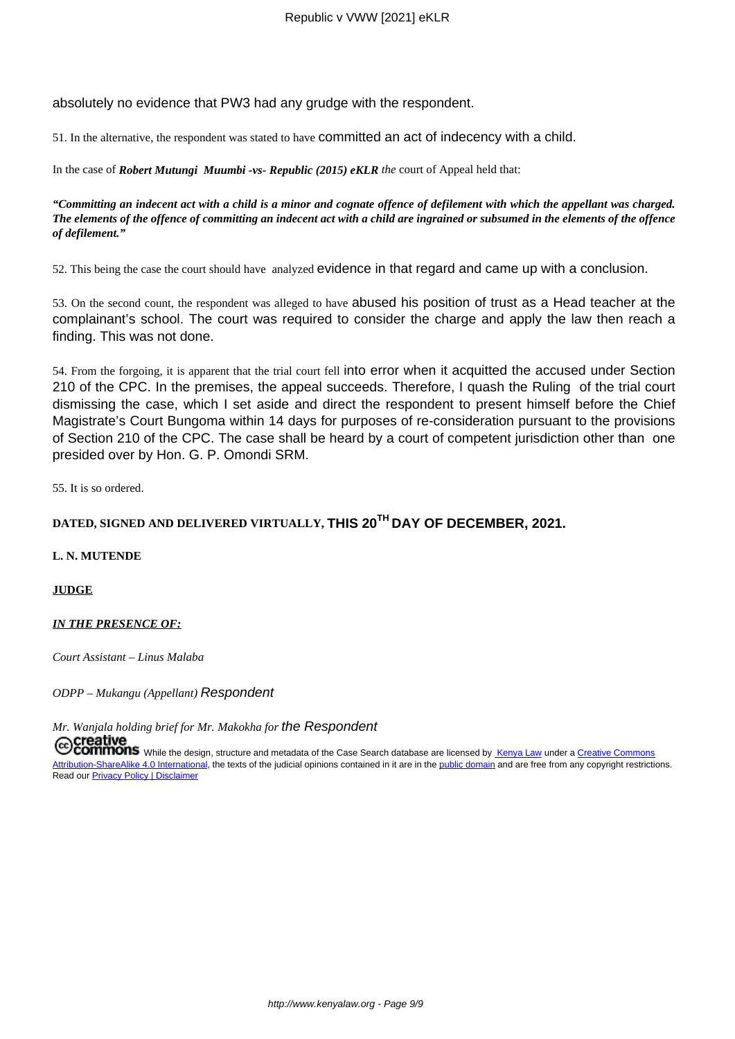absolutely no evidence that PW3 had any grudge with the respondent.

51. In the alternative, the respondent was stated to have committed an act of indecency with a child.

In the case of ***Robert Mutungi Muumbi -vs- Republic (2015) eKLR*** *the* court of Appeal held that:

***"Committing an indecent act with a child is a minor and cognate offence of defilement with which the appellant was charged. The elements of the offence of committing an indecent act with a child are ingrained or subsumed in the elements of the offence of defilement."***

52. This being the case the court should have analyzed evidence in that regard and came up with a conclusion.

53. On the second count, the respondent was alleged to have abused his position of trust as a Head teacher at the complainant's school. The court was required to consider the charge and apply the law then reach a finding. This was not done.

54. From the forgoing, it is apparent that the trial court fell into error when it acquitted the accused under Section 210 of the CPC. In the premises, the appeal succeeds. Therefore, I quash the Ruling of the trial court dismissing the case, which I set aside and direct the respondent to present himself before the Chief Magistrate's Court Bungoma within 14 days for purposes of re-consideration pursuant to the provisions of Section 210 of the CPC. The case shall be heard by a court of competent jurisdiction other than one presided over by Hon. G. P. Omondi SRM.

55. It is so ordered.

**DATED, SIGNED AND DELIVERED VIRTUALLY, THIS 20TH DAY OF DECEMBER, 2021.**

**L. N. MUTENDE**

**JUDGE**

***IN THE PRESENCE OF:***

*Court Assistant – Linus Malaba*

*ODPP – Mukangu (Appellant)* Respondent

*Mr. Wanjala holding brief for Mr. Makokha for* the Respondent

While the design, structure and metadata of the Case Search database are licensed by Kenya Law under a Creative Commons Attribution-ShareAlike 4.0 International, the texts of the judicial opinions contained in it are in the public domain and are free from any copyright restrictions. Read our Privacy Policy | Disclaimer